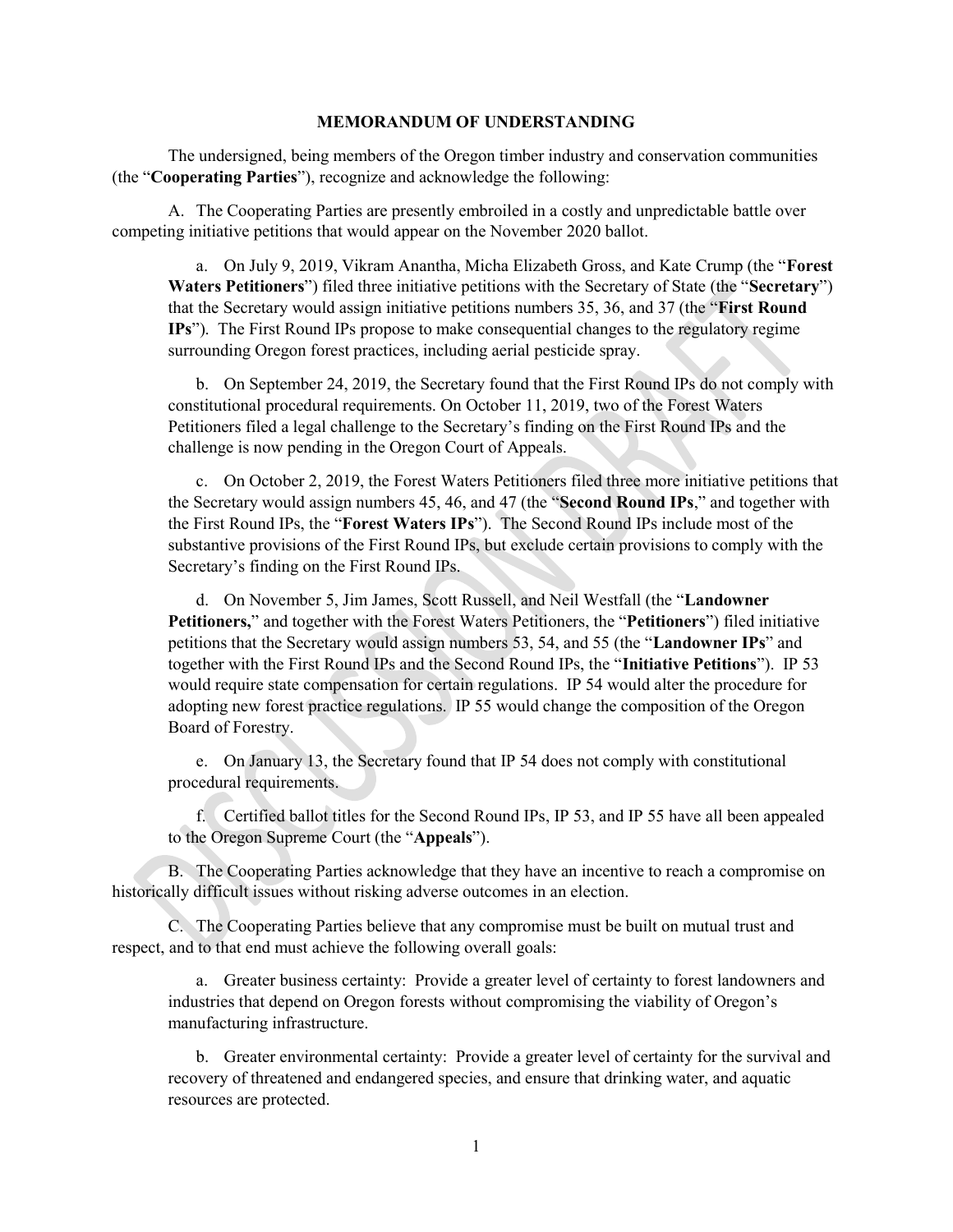**MEMORANDUM OF UNDERSTANDING**

The undersigned, being members of the Oregon timber industry and conservation communities (the "**Cooperating Parties**"), recognize and acknowledge the following:

A. The Cooperating Parties are presently embroiled in a costly and unpredictable battle over competing initiative petitions that would appear on the November 2020 ballot.

a. On July 9, 2019, Vikram Anantha, Micha Elizabeth Gross, and Kate Crump (the "**Forest Waters Petitioners**") filed three initiative petitions with the Secretary of State (the "**Secretary**") that the Secretary would assign initiative petitions numbers 35, 36, and 37 (the "**First Round IPs**"). The First Round IPs propose to make consequential changes to the regulatory regime surrounding Oregon forest practices, including aerial pesticide spray.

b. On September 24, 2019, the Secretary found that the First Round IPs do not comply with constitutional procedural requirements. On October 11, 2019, two of the Forest Waters Petitioners filed a legal challenge to the Secretary's finding on the First Round IPs and the challenge is now pending in the Oregon Court of Appeals.

c. On October 2, 2019, the Forest Waters Petitioners filed three more initiative petitions that the Secretary would assign numbers 45, 46, and 47 (the "**Second Round IPs**," and together with the First Round IPs, the "**Forest Waters IPs**"). The Second Round IPs include most of the substantive provisions of the First Round IPs, but exclude certain provisions to comply with the Secretary's finding on the First Round IPs.

d. On November 5, Jim James, Scott Russell, and Neil Westfall (the "**Landowner Petitioners,**" and together with the Forest Waters Petitioners, the "**Petitioners**") filed initiative petitions that the Secretary would assign numbers 53, 54, and 55 (the "**Landowner IPs**" and together with the First Round IPs and the Second Round IPs, the "**Initiative Petitions**"). IP 53 would require state compensation for certain regulations. IP 54 would alter the procedure for adopting new forest practice regulations. IP 55 would change the composition of the Oregon Board of Forestry.

e. On January 13, the Secretary found that IP 54 does not comply with constitutional procedural requirements.

f. Certified ballot titles for the Second Round IPs, IP 53, and IP 55 have all been appealed to the Oregon Supreme Court (the "**Appeals**").

B. The Cooperating Parties acknowledge that they have an incentive to reach a compromise on historically difficult issues without risking adverse outcomes in an election.

C. The Cooperating Parties believe that any compromise must be built on mutual trust and respect, and to that end must achieve the following overall goals:

a. Greater business certainty: Provide a greater level of certainty to forest landowners and industries that depend on Oregon forests without compromising the viability of Oregon's manufacturing infrastructure.

b. Greater environmental certainty: Provide a greater level of certainty for the survival and recovery of threatened and endangered species, and ensure that drinking water, and aquatic resources are protected.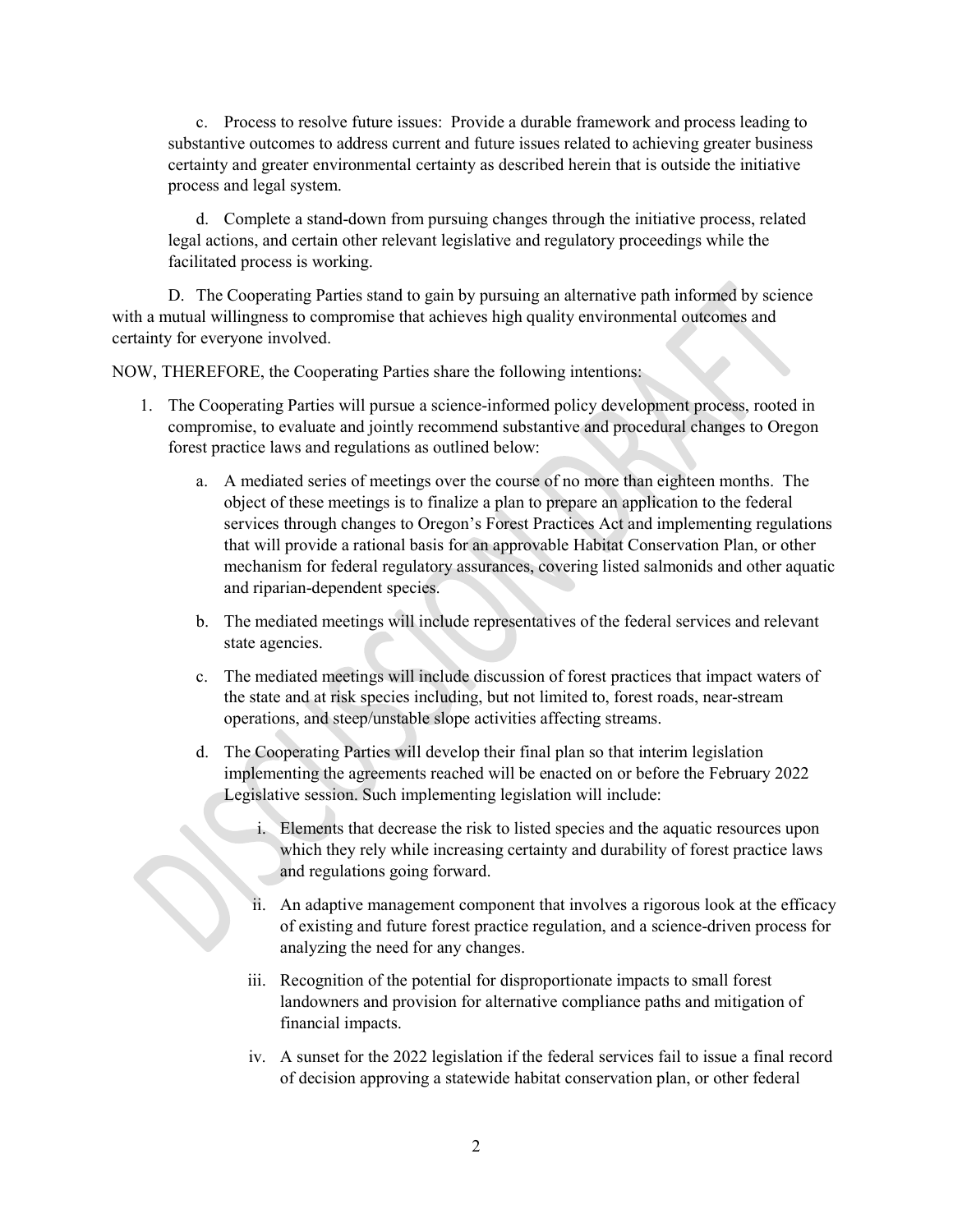c. Process to resolve future issues: Provide a durable framework and process leading to substantive outcomes to address current and future issues related to achieving greater business certainty and greater environmental certainty as described herein that is outside the initiative process and legal system.

d. Complete a stand-down from pursuing changes through the initiative process, related legal actions, and certain other relevant legislative and regulatory proceedings while the facilitated process is working.

D. The Cooperating Parties stand to gain by pursuing an alternative path informed by science with a mutual willingness to compromise that achieves high quality environmental outcomes and certainty for everyone involved.

NOW, THEREFORE, the Cooperating Parties share the following intentions:

1. The Cooperating Parties will pursue a science-informed policy development process, rooted in compromise, to evaluate and jointly recommend substantive and procedural changes to Oregon forest practice laws and regulations as outlined below:

    a. A mediated series of meetings over the course of no more than eighteen months. The object of these meetings is to finalize a plan to prepare an application to the federal services through changes to Oregon's Forest Practices Act and implementing regulations that will provide a rational basis for an approvable Habitat Conservation Plan, or other mechanism for federal regulatory assurances, covering listed salmonids and other aquatic and riparian-dependent species.

    b. The mediated meetings will include representatives of the federal services and relevant state agencies.

    c. The mediated meetings will include discussion of forest practices that impact waters of the state and at risk species including, but not limited to, forest roads, near-stream operations, and steep/unstable slope activities affecting streams.

    d. The Cooperating Parties will develop their final plan so that interim legislation implementing the agreements reached will be enacted on or before the February 2022 Legislative session. Such implementing legislation will include:

        i. Elements that decrease the risk to listed species and the aquatic resources upon which they rely while increasing certainty and durability of forest practice laws and regulations going forward.

        ii. An adaptive management component that involves a rigorous look at the efficacy of existing and future forest practice regulation, and a science-driven process for analyzing the need for any changes.

        iii. Recognition of the potential for disproportionate impacts to small forest landowners and provision for alternative compliance paths and mitigation of financial impacts.

        iv. A sunset for the 2022 legislation if the federal services fail to issue a final record of decision approving a statewide habitat conservation plan, or other federal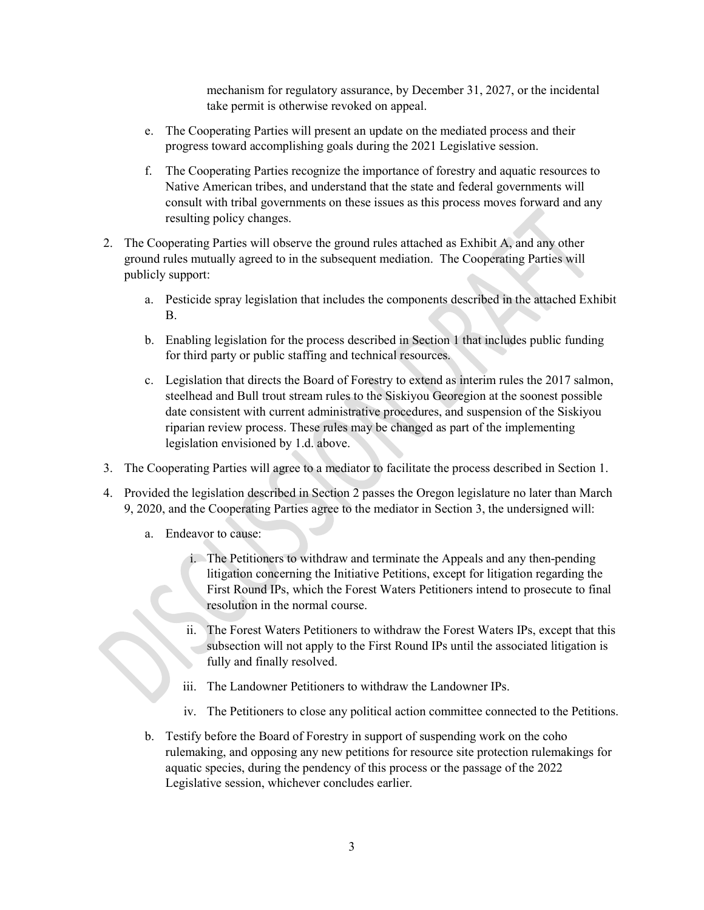mechanism for regulatory assurance, by December 31, 2027, or the incidental take permit is otherwise revoked on appeal.

e. The Cooperating Parties will present an update on the mediated process and their progress toward accomplishing goals during the 2021 Legislative session.

f. The Cooperating Parties recognize the importance of forestry and aquatic resources to Native American tribes, and understand that the state and federal governments will consult with tribal governments on these issues as this process moves forward and any resulting policy changes.

2. The Cooperating Parties will observe the ground rules attached as Exhibit A, and any other ground rules mutually agreed to in the subsequent mediation. The Cooperating Parties will publicly support:

   a. Pesticide spray legislation that includes the components described in the attached Exhibit B.

   b. Enabling legislation for the process described in Section 1 that includes public funding for third party or public staffing and technical resources.

   c. Legislation that directs the Board of Forestry to extend as interim rules the 2017 salmon, steelhead and Bull trout stream rules to the Siskiyou Georegion at the soonest possible date consistent with current administrative procedures, and suspension of the Siskiyou riparian review process. These rules may be changed as part of the implementing legislation envisioned by 1.d. above.

3. The Cooperating Parties will agree to a mediator to facilitate the process described in Section 1.

4. Provided the legislation described in Section 2 passes the Oregon legislature no later than March 9, 2020, and the Cooperating Parties agree to the mediator in Section 3, the undersigned will:

   a. Endeavor to cause:

      i. The Petitioners to withdraw and terminate the Appeals and any then-pending litigation concerning the Initiative Petitions, except for litigation regarding the First Round IPs, which the Forest Waters Petitioners intend to prosecute to final resolution in the normal course.

      ii. The Forest Waters Petitioners to withdraw the Forest Waters IPs, except that this subsection will not apply to the First Round IPs until the associated litigation is fully and finally resolved.

      iii. The Landowner Petitioners to withdraw the Landowner IPs.

      iv. The Petitioners to close any political action committee connected to the Petitions.

   b. Testify before the Board of Forestry in support of suspending work on the coho rulemaking, and opposing any new petitions for resource site protection rulemakings for aquatic species, during the pendency of this process or the passage of the 2022 Legislative session, whichever concludes earlier.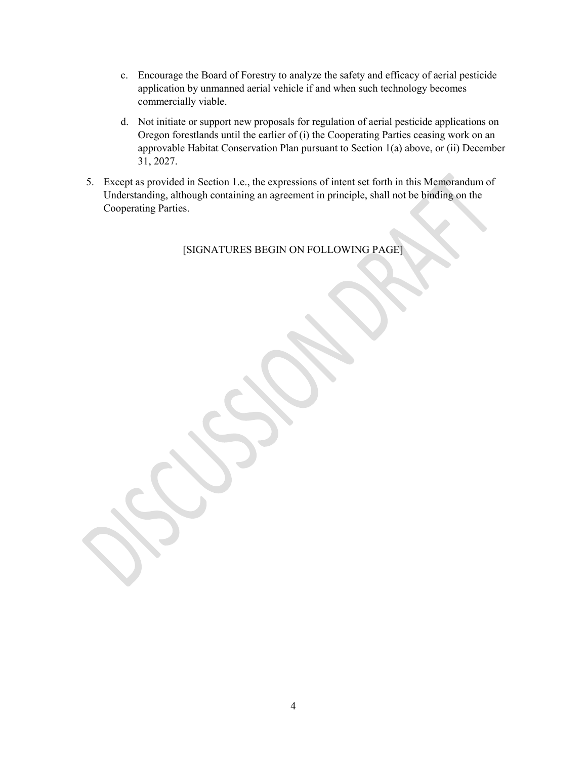c. Encourage the Board of Forestry to analyze the safety and efficacy of aerial pesticide application by unmanned aerial vehicle if and when such technology becomes commercially viable.

d. Not initiate or support new proposals for regulation of aerial pesticide applications on Oregon forestlands until the earlier of (i) the Cooperating Parties ceasing work on an approvable Habitat Conservation Plan pursuant to Section 1(a) above, or (ii) December 31, 2027.

5. Except as provided in Section 1.e., the expressions of intent set forth in this Memorandum of Understanding, although containing an agreement in principle, shall not be binding on the Cooperating Parties.

[SIGNATURES BEGIN ON FOLLOWING PAGE]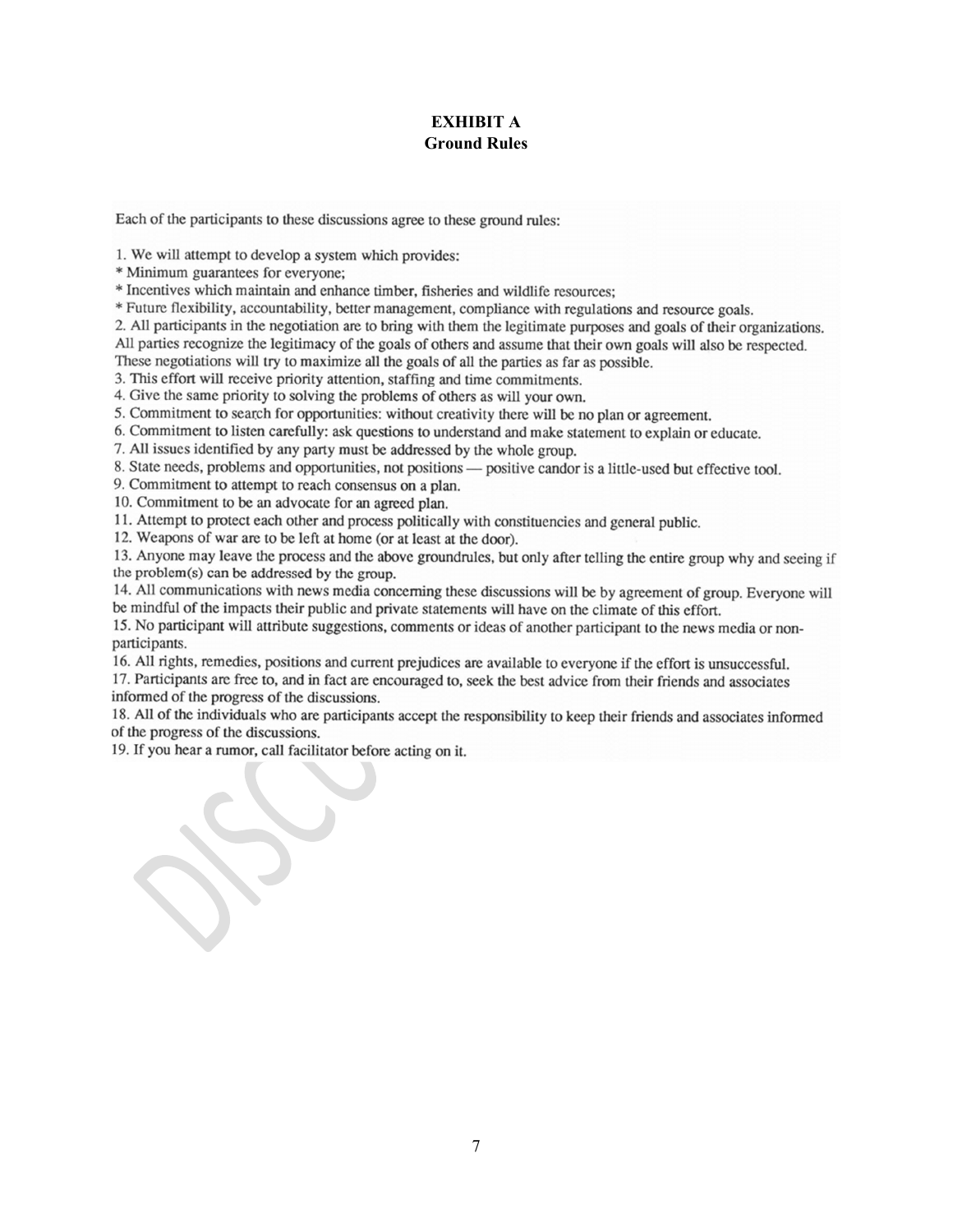# EXHIBIT A
## Ground Rules

Each of the participants to these discussions agree to these ground rules:

1. We will attempt to develop a system which provides:
* Minimum guarantees for everyone;
* Incentives which maintain and enhance timber, fisheries and wildlife resources;
* Future flexibility, accountability, better management, compliance with regulations and resource goals.
2. All participants in the negotiation are to bring with them the legitimate purposes and goals of their organizations. All parties recognize the legitimacy of the goals of others and assume that their own goals will also be respected. These negotiations will try to maximize all the goals of all the parties as far as possible.
3. This effort will receive priority attention, staffing and time commitments.
4. Give the same priority to solving the problems of others as will your own.
5. Commitment to search for opportunities: without creativity there will be no plan or agreement.
6. Commitment to listen carefully: ask questions to understand and make statement to explain or educate.
7. All issues identified by any party must be addressed by the whole group.
8. State needs, problems and opportunities, not positions — positive candor is a little-used but effective tool.
9. Commitment to attempt to reach consensus on a plan.
10. Commitment to be an advocate for an agreed plan.
11. Attempt to protect each other and process politically with constituencies and general public.
12. Weapons of war are to be left at home (or at least at the door).
13. Anyone may leave the process and the above groundrules, but only after telling the entire group why and seeing if the problem(s) can be addressed by the group.
14. All communications with news media concerning these discussions will be by agreement of group. Everyone will be mindful of the impacts their public and private statements will have on the climate of this effort.
15. No participant will attribute suggestions, comments or ideas of another participant to the news media or non-participants.
16. All rights, remedies, positions and current prejudices are available to everyone if the effort is unsuccessful.
17. Participants are free to, and in fact are encouraged to, seek the best advice from their friends and associates informed of the progress of the discussions.
18. All of the individuals who are participants accept the responsibility to keep their friends and associates informed of the progress of the discussions.
19. If you hear a rumor, call facilitator before acting on it.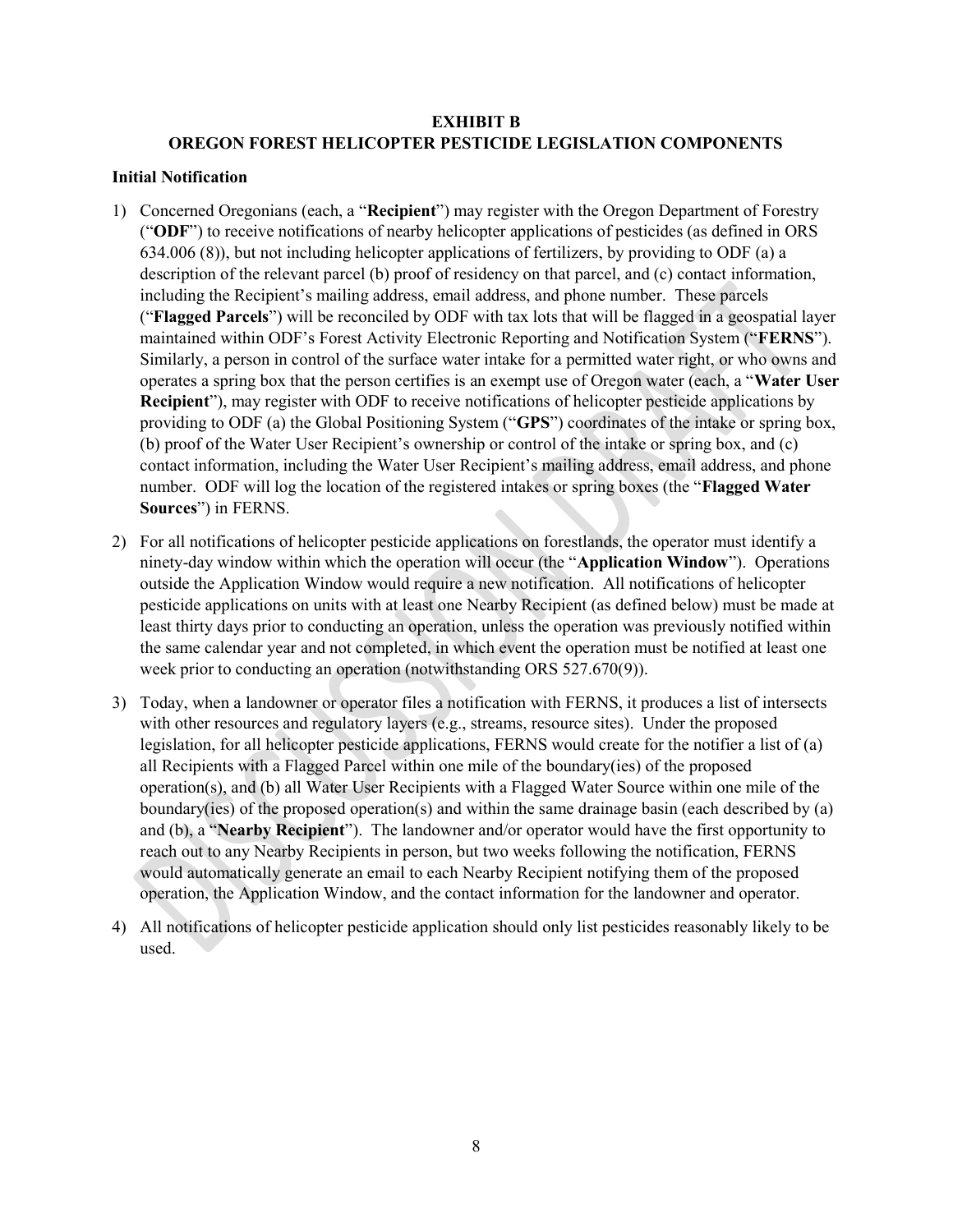# EXHIBIT B
# OREGON FOREST HELICOPTER PESTICIDE LEGISLATION COMPONENTS

### Initial Notification

1) Concerned Oregonians (each, a "**Recipient**") may register with the Oregon Department of Forestry ("**ODF**") to receive notifications of nearby helicopter applications of pesticides (as defined in ORS 634.006 (8)), but not including helicopter applications of fertilizers, by providing to ODF (a) a description of the relevant parcel (b) proof of residency on that parcel, and (c) contact information, including the Recipient's mailing address, email address, and phone number. These parcels ("**Flagged Parcels**") will be reconciled by ODF with tax lots that will be flagged in a geospatial layer maintained within ODF's Forest Activity Electronic Reporting and Notification System ("**FERNS**"). Similarly, a person in control of the surface water intake for a permitted water right, or who owns and operates a spring box that the person certifies is an exempt use of Oregon water (each, a "**Water User Recipient**"), may register with ODF to receive notifications of helicopter pesticide applications by providing to ODF (a) the Global Positioning System ("**GPS**") coordinates of the intake or spring box, (b) proof of the Water User Recipient's ownership or control of the intake or spring box, and (c) contact information, including the Water User Recipient's mailing address, email address, and phone number. ODF will log the location of the registered intakes or spring boxes (the "**Flagged Water Sources**") in FERNS.

2) For all notifications of helicopter pesticide applications on forestlands, the operator must identify a ninety-day window within which the operation will occur (the "**Application Window**"). Operations outside the Application Window would require a new notification. All notifications of helicopter pesticide applications on units with at least one Nearby Recipient (as defined below) must be made at least thirty days prior to conducting an operation, unless the operation was previously notified within the same calendar year and not completed, in which event the operation must be notified at least one week prior to conducting an operation (notwithstanding ORS 527.670(9)).

3) Today, when a landowner or operator files a notification with FERNS, it produces a list of intersects with other resources and regulatory layers (e.g., streams, resource sites). Under the proposed legislation, for all helicopter pesticide applications, FERNS would create for the notifier a list of (a) all Recipients with a Flagged Parcel within one mile of the boundary(ies) of the proposed operation(s), and (b) all Water User Recipients with a Flagged Water Source within one mile of the boundary(ies) of the proposed operation(s) and within the same drainage basin (each described by (a) and (b), a "**Nearby Recipient**"). The landowner and/or operator would have the first opportunity to reach out to any Nearby Recipients in person, but two weeks following the notification, FERNS would automatically generate an email to each Nearby Recipient notifying them of the proposed operation, the Application Window, and the contact information for the landowner and operator.

4) All notifications of helicopter pesticide application should only list pesticides reasonably likely to be used.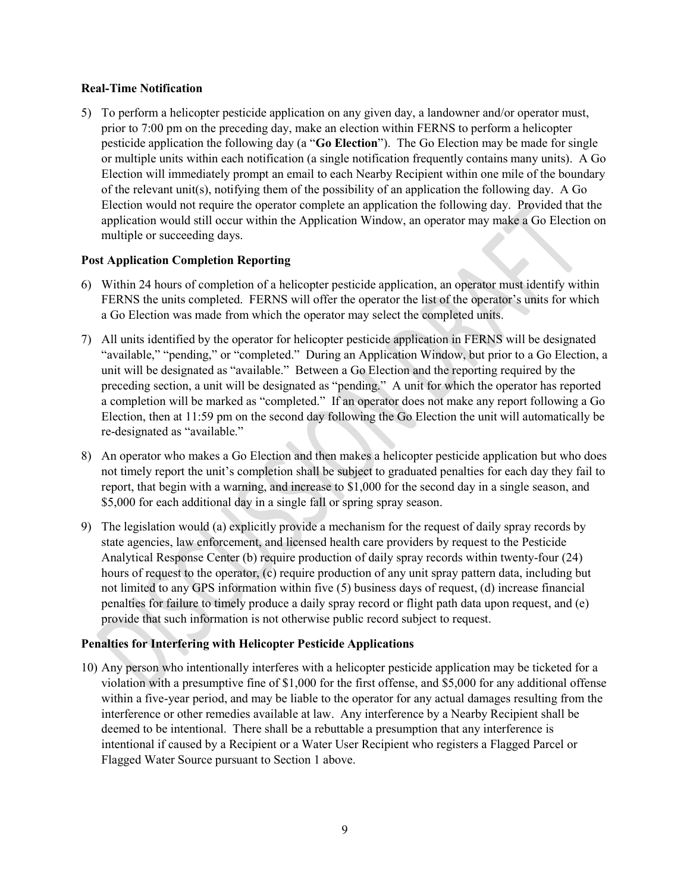**Real-Time Notification**

5) To perform a helicopter pesticide application on any given day, a landowner and/or operator must, prior to 7:00 pm on the preceding day, make an election within FERNS to perform a helicopter pesticide application the following day (a "**Go Election**"). The Go Election may be made for single or multiple units within each notification (a single notification frequently contains many units). A Go Election will immediately prompt an email to each Nearby Recipient within one mile of the boundary of the relevant unit(s), notifying them of the possibility of an application the following day. A Go Election would not require the operator complete an application the following day. Provided that the application would still occur within the Application Window, an operator may make a Go Election on multiple or succeeding days.

**Post Application Completion Reporting**

6) Within 24 hours of completion of a helicopter pesticide application, an operator must identify within FERNS the units completed. FERNS will offer the operator the list of the operator's units for which a Go Election was made from which the operator may select the completed units.

7) All units identified by the operator for helicopter pesticide application in FERNS will be designated "available," "pending," or "completed." During an Application Window, but prior to a Go Election, a unit will be designated as "available." Between a Go Election and the reporting required by the preceding section, a unit will be designated as "pending." A unit for which the operator has reported a completion will be marked as "completed." If an operator does not make any report following a Go Election, then at 11:59 pm on the second day following the Go Election the unit will automatically be re-designated as "available."

8) An operator who makes a Go Election and then makes a helicopter pesticide application but who does not timely report the unit's completion shall be subject to graduated penalties for each day they fail to report, that begin with a warning, and increase to $1,000 for the second day in a single season, and $5,000 for each additional day in a single fall or spring spray season.

9) The legislation would (a) explicitly provide a mechanism for the request of daily spray records by state agencies, law enforcement, and licensed health care providers by request to the Pesticide Analytical Response Center (b) require production of daily spray records within twenty-four (24) hours of request to the operator, (c) require production of any unit spray pattern data, including but not limited to any GPS information within five (5) business days of request, (d) increase financial penalties for failure to timely produce a daily spray record or flight path data upon request, and (e) provide that such information is not otherwise public record subject to request.

**Penalties for Interfering with Helicopter Pesticide Applications**

10) Any person who intentionally interferes with a helicopter pesticide application may be ticketed for a violation with a presumptive fine of $1,000 for the first offense, and $5,000 for any additional offense within a five-year period, and may be liable to the operator for any actual damages resulting from the interference or other remedies available at law. Any interference by a Nearby Recipient shall be deemed to be intentional. There shall be a rebuttable a presumption that any interference is intentional if caused by a Recipient or a Water User Recipient who registers a Flagged Parcel or Flagged Water Source pursuant to Section 1 above.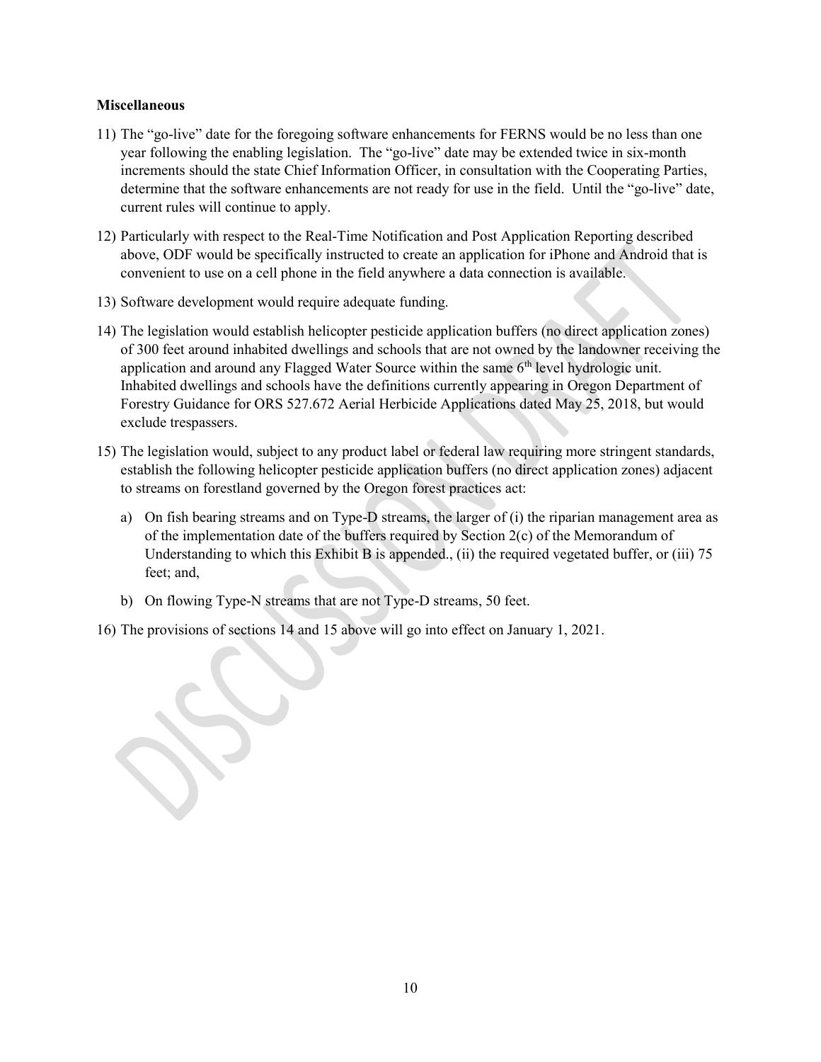**Miscellaneous**

11) The "go-live" date for the foregoing software enhancements for FERNS would be no less than one year following the enabling legislation. The "go-live" date may be extended twice in six-month increments should the state Chief Information Officer, in consultation with the Cooperating Parties, determine that the software enhancements are not ready for use in the field. Until the "go-live" date, current rules will continue to apply.

12) Particularly with respect to the Real-Time Notification and Post Application Reporting described above, ODF would be specifically instructed to create an application for iPhone and Android that is convenient to use on a cell phone in the field anywhere a data connection is available.

13) Software development would require adequate funding.

14) The legislation would establish helicopter pesticide application buffers (no direct application zones) of 300 feet around inhabited dwellings and schools that are not owned by the landowner receiving the application and around any Flagged Water Source within the same 6th level hydrologic unit. Inhabited dwellings and schools have the definitions currently appearing in Oregon Department of Forestry Guidance for ORS 527.672 Aerial Herbicide Applications dated May 25, 2018, but would exclude trespassers.

15) The legislation would, subject to any product label or federal law requiring more stringent standards, establish the following helicopter pesticide application buffers (no direct application zones) adjacent to streams on forestland governed by the Oregon forest practices act:

    a) On fish bearing streams and on Type-D streams, the larger of (i) the riparian management area as of the implementation date of the buffers required by Section 2(c) of the Memorandum of Understanding to which this Exhibit B is appended., (ii) the required vegetated buffer, or (iii) 75 feet; and,

    b) On flowing Type-N streams that are not Type-D streams, 50 feet.

16) The provisions of sections 14 and 15 above will go into effect on January 1, 2021.